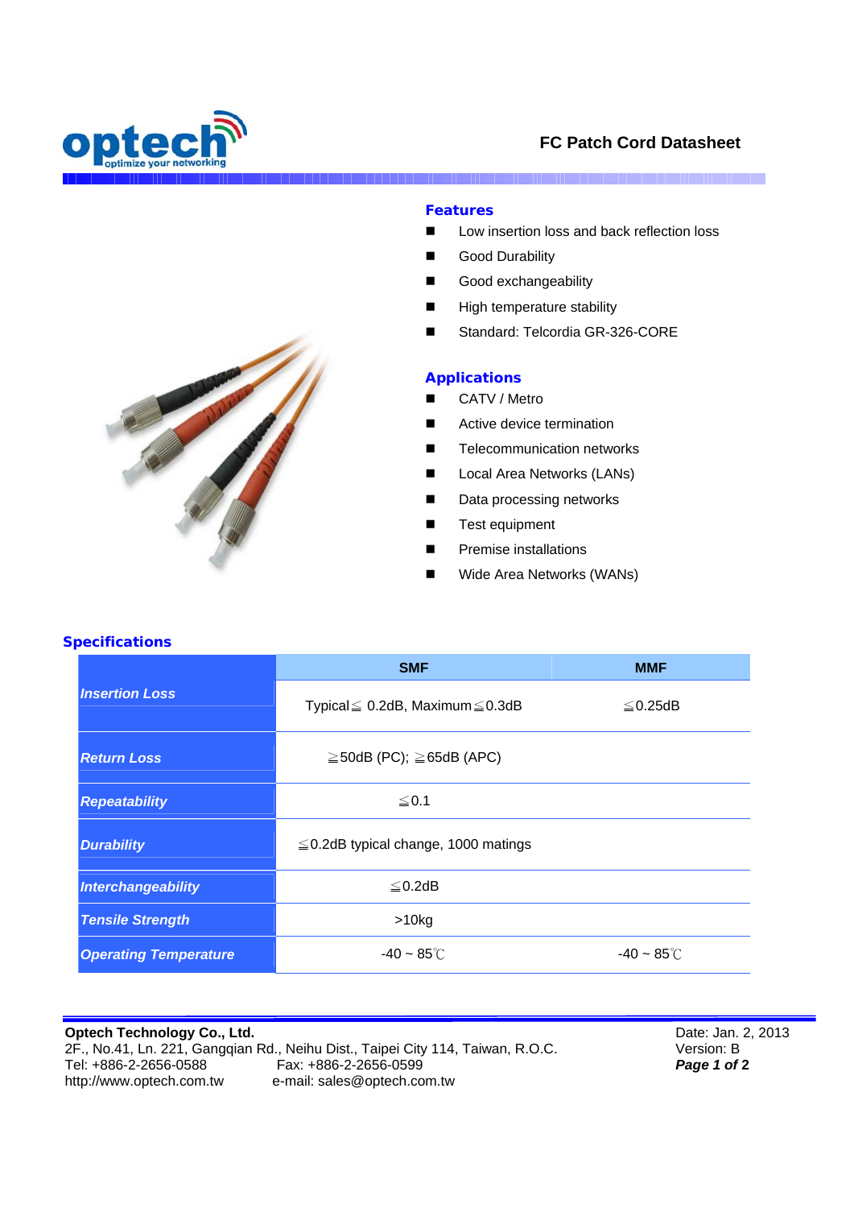# FC Patch Cord Datasheet

## Features

- Low insertion loss and back reflection loss
- Good Durability
- Good exchangeability
- High temperature stability
- Standard: Telcordia GR-326-CORE

## Applications

- CATV / Metro
- Active device termination
- Telecommunication networks
- Local Area Networks (LANs)
- Data processing networks
- Test equipment
- Premise installations
- Wide Area Networks (WANs)

## Specifications

| | SMF | MMF |
|---|---|---|
| ***Insertion Loss*** | Typical≦ 0.2dB, Maximum≦0.3dB | ≦0.25dB |
| ***Return Loss*** | ≧50dB (PC); ≧65dB (APC) | |
| ***Repeatability*** | ≦0.1 | |
| ***Durability*** | ≦0.2dB typical change, 1000 matings | |
| ***Interchangeability*** | ≦0.2dB | |
| ***Tensile Strength*** | >10kg | |
| ***Operating Temperature*** | -40 ~ 85℃ | -40 ~ 85℃ |

**Optech Technology Co., Ltd.**
2F., No.41, Ln. 221, Gangqian Rd., Neihu Dist., Taipei City 114, Taiwan, R.O.C.
Tel: +886-2-2656-0588 Fax: +886-2-2656-0599
http://www.optech.com.tw e-mail: sales@optech.com.tw

Date: Jan. 2, 2013
Version: B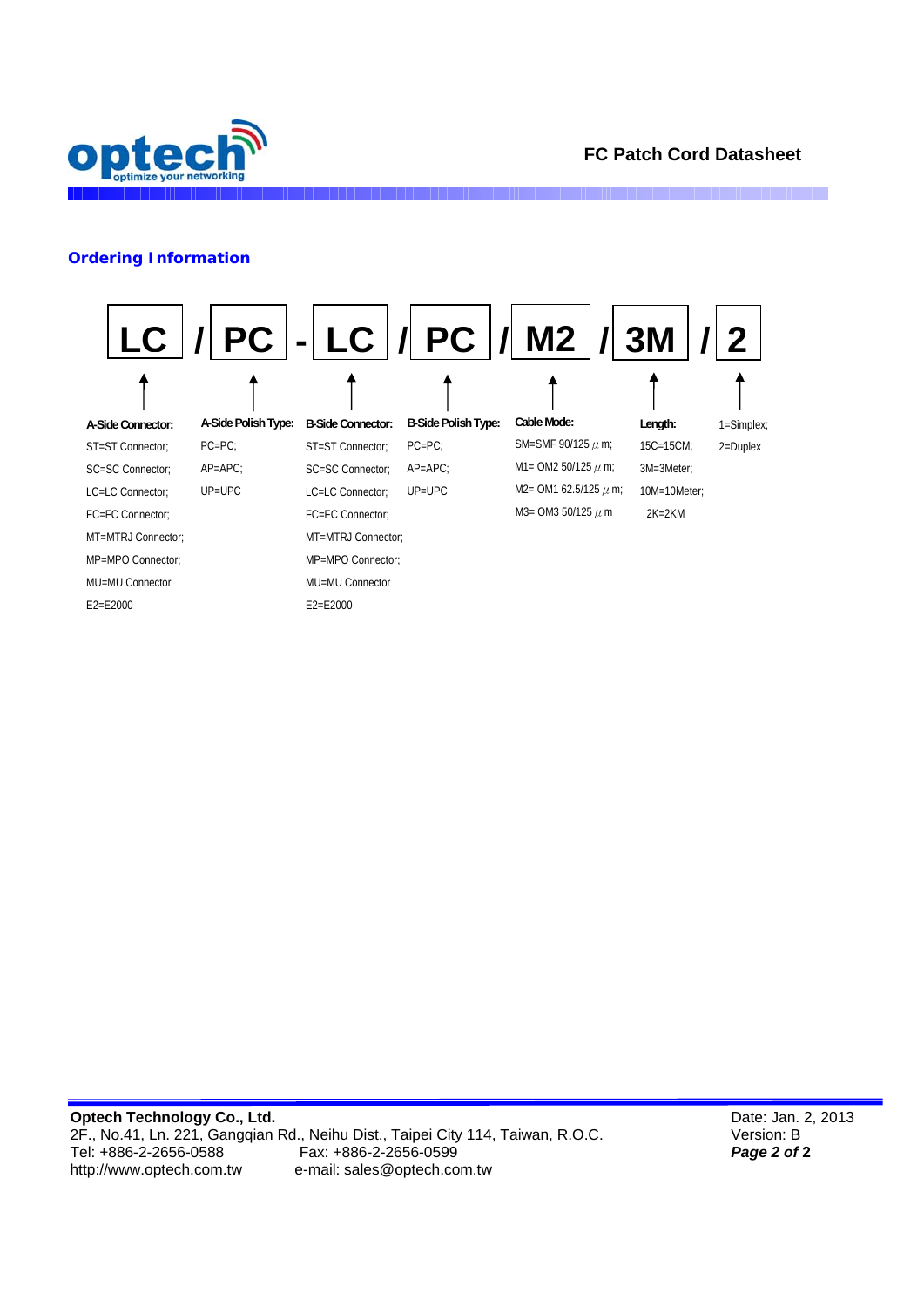## Ordering Information

**LC / PC - LC / PC / M2 / 3M / 2**

| A-Side Connector: | A-Side Polish Type: | B-Side Connector: | B-Side Polish Type: | Cable Mode: | Length: | |
|---|---|---|---|---|---|---|
| ST=ST Connector; | PC=PC; | ST=ST Connector; | PC=PC; | SM=SMF 90/125 μm; | 15C=15CM; | 1=Simplex; |
| SC=SC Connector; | AP=APC; | SC=SC Connector; | AP=APC; | M1= OM2 50/125 μm; | 3M=3Meter; | 2=Duplex |
| LC=LC Connector; | UP=UPC | LC=LC Connector; | UP=UPC | M2= OM1 62.5/125 μm; | 10M=10Meter; | |
| FC=FC Connector; | | FC=FC Connector; | | M3= OM3 50/125 μm | 2K=2KM | |
| MT=MTRJ Connector; | | MT=MTRJ Connector; | | | | |
| MP=MPO Connector; | | MP=MPO Connector; | | | | |
| MU=MU Connector | | MU=MU Connector | | | | |
| E2=E2000 | | E2=E2000 | | | | |

**Optech Technology Co., Ltd.**
2F., No.41, Ln. 221, Gangqian Rd., Neihu Dist., Taipei City 114, Taiwan, R.O.C.
Tel: +886-2-2656-0588 Fax: +886-2-2656-0599
http://www.optech.com.tw e-mail: sales@optech.com.tw

Date: Jan. 2, 2013
Version: B